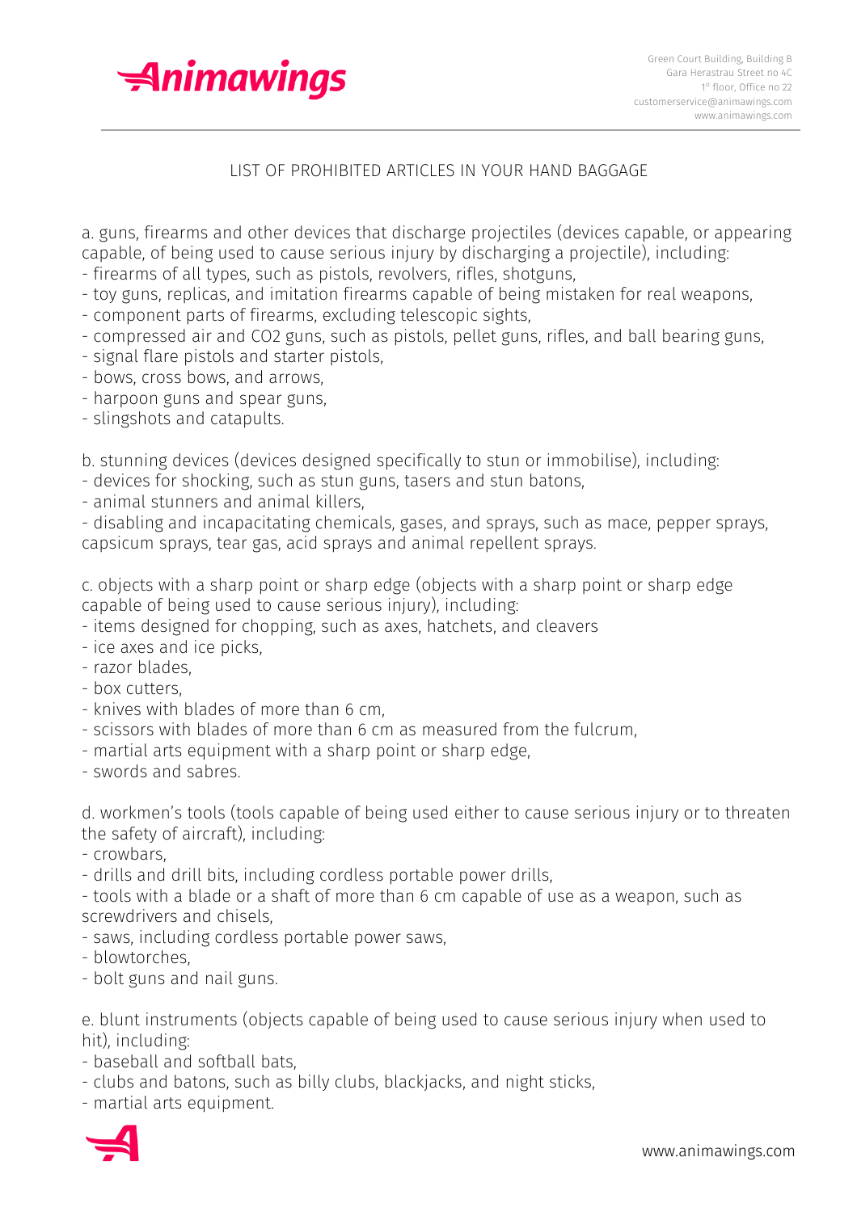# LIST OF PROHIBITED ARTICLES IN YOUR HAND BAGGAGE

a. guns, firearms and other devices that discharge projectiles (devices capable, or appearing capable, of being used to cause serious injury by discharging a projectile), including:
- firearms of all types, such as pistols, revolvers, rifles, shotguns,
- toy guns, replicas, and imitation firearms capable of being mistaken for real weapons,
- component parts of firearms, excluding telescopic sights,
- compressed air and CO2 guns, such as pistols, pellet guns, rifles, and ball bearing guns,
- signal flare pistols and starter pistols,
- bows, cross bows, and arrows,
- harpoon guns and spear guns,
- slingshots and catapults.

b. stunning devices (devices designed specifically to stun or immobilise), including:
- devices for shocking, such as stun guns, tasers and stun batons,
- animal stunners and animal killers,
- disabling and incapacitating chemicals, gases, and sprays, such as mace, pepper sprays, capsicum sprays, tear gas, acid sprays and animal repellent sprays.

c. objects with a sharp point or sharp edge (objects with a sharp point or sharp edge capable of being used to cause serious injury), including:
- items designed for chopping, such as axes, hatchets, and cleavers
- ice axes and ice picks,
- razor blades,
- box cutters,
- knives with blades of more than 6 cm,
- scissors with blades of more than 6 cm as measured from the fulcrum,
- martial arts equipment with a sharp point or sharp edge,
- swords and sabres.

d. workmen's tools (tools capable of being used either to cause serious injury or to threaten the safety of aircraft), including:
- crowbars,
- drills and drill bits, including cordless portable power drills,
- tools with a blade or a shaft of more than 6 cm capable of use as a weapon, such as screwdrivers and chisels,
- saws, including cordless portable power saws,
- blowtorches,
- bolt guns and nail guns.

e. blunt instruments (objects capable of being used to cause serious injury when used to hit), including:
- baseball and softball bats,
- clubs and batons, such as billy clubs, blackjacks, and night sticks,
- martial arts equipment.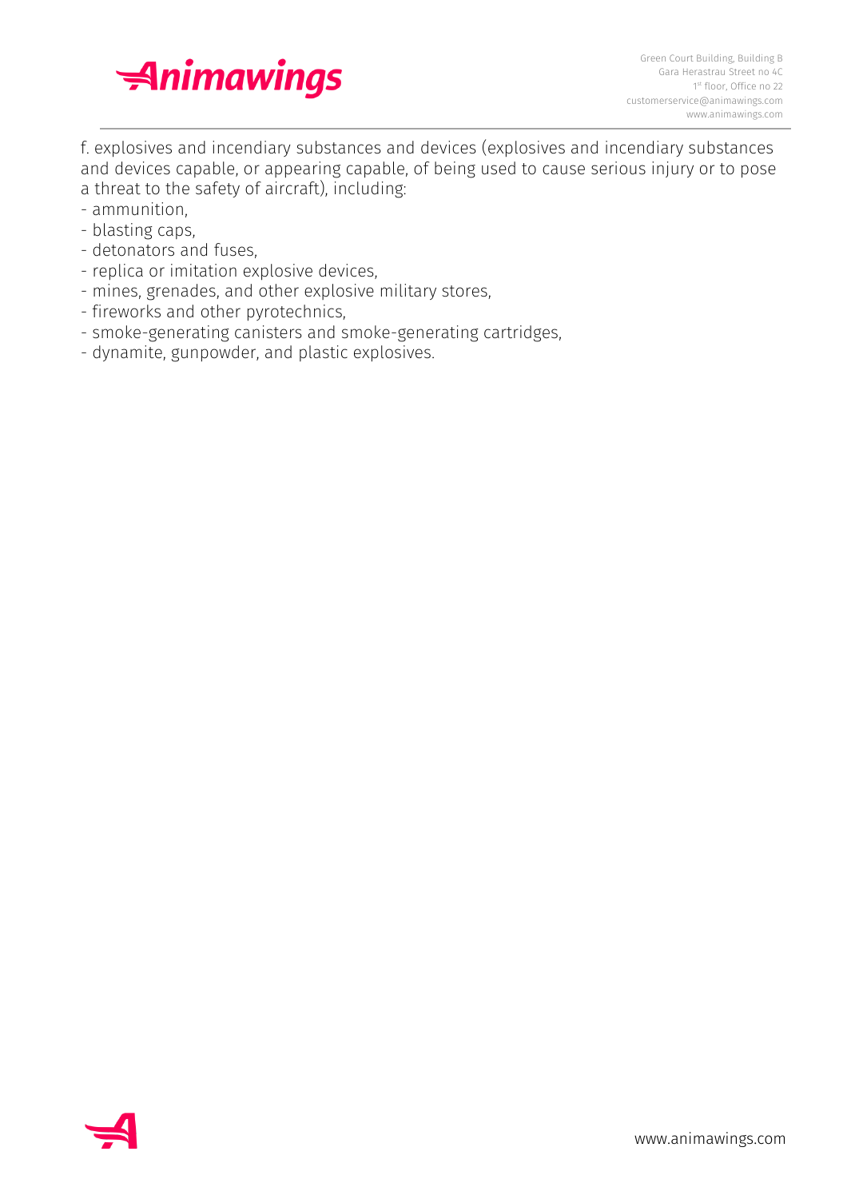f. explosives and incendiary substances and devices (explosives and incendiary substances and devices capable, or appearing capable, of being used to cause serious injury or to pose a threat to the safety of aircraft), including:

- ammunition,
- blasting caps,
- detonators and fuses,
- replica or imitation explosive devices,
- mines, grenades, and other explosive military stores,
- fireworks and other pyrotechnics,
- smoke-generating canisters and smoke-generating cartridges,
- dynamite, gunpowder, and plastic explosives.